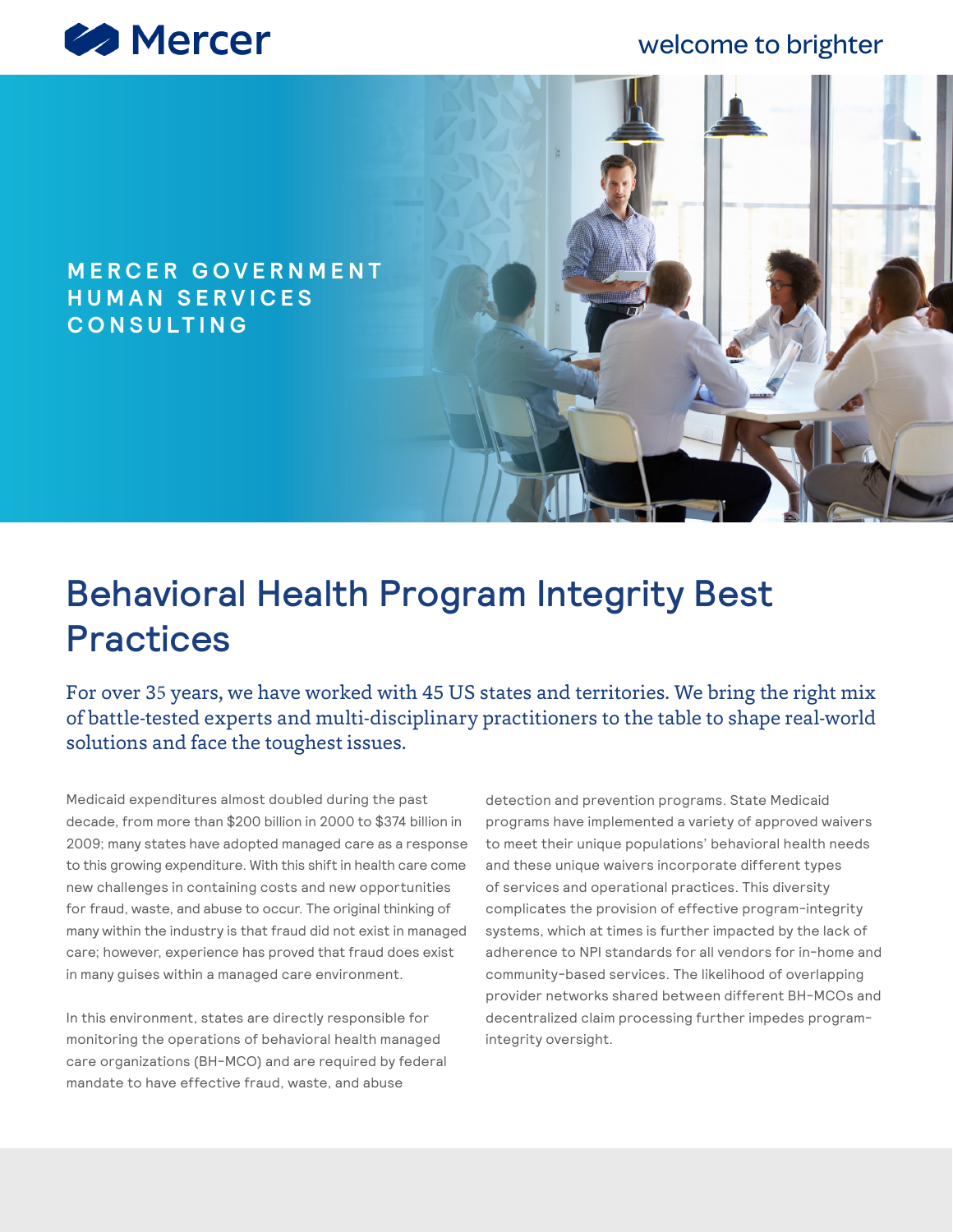Mercer

welcome to brighter

MERCER GOVERNMENT HUMAN SERVICES CONSULTING

# Behavioral Health Program Integrity Best Practices

For over 35 years, we have worked with 45 US states and territories. We bring the right mix of battle-tested experts and multi-disciplinary practitioners to the table to shape real-world solutions and face the toughest issues.

Medicaid expenditures almost doubled during the past decade, from more than $200 billion in 2000 to $374 billion in 2009; many states have adopted managed care as a response to this growing expenditure. With this shift in health care come new challenges in containing costs and new opportunities for fraud, waste, and abuse to occur. The original thinking of many within the industry is that fraud did not exist in managed care; however, experience has proved that fraud does exist in many guises within a managed care environment.

In this environment, states are directly responsible for monitoring the operations of behavioral health managed care organizations (BH-MCO) and are required by federal mandate to have effective fraud, waste, and abuse detection and prevention programs. State Medicaid programs have implemented a variety of approved waivers to meet their unique populations' behavioral health needs and these unique waivers incorporate different types of services and operational practices. This diversity complicates the provision of effective program-integrity systems, which at times is further impacted by the lack of adherence to NPI standards for all vendors for in-home and community-based services. The likelihood of overlapping provider networks shared between different BH-MCOs and decentralized claim processing further impedes program-integrity oversight.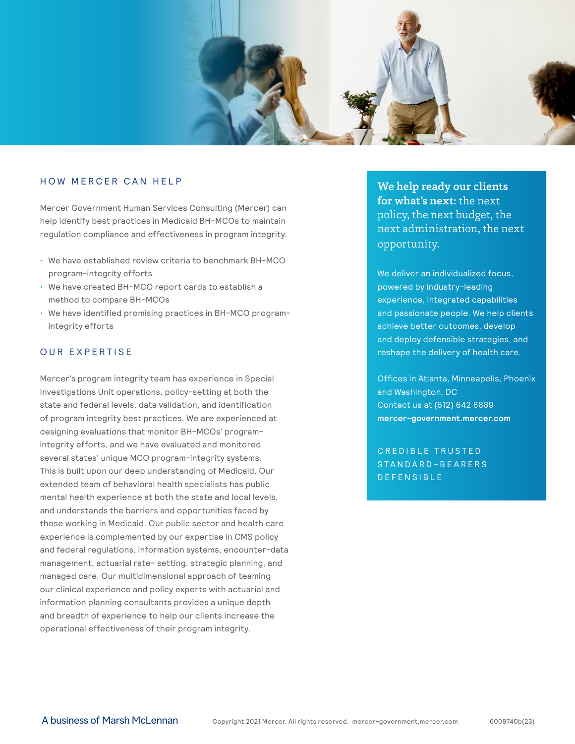## HOW MERCER CAN HELP

Mercer Government Human Services Consulting (Mercer) can help identify best practices in Medicaid BH-MCOs to maintain regulation compliance and effectiveness in program integrity.

- We have established review criteria to benchmark BH-MCO program-integrity efforts
- We have created BH-MCO report cards to establish a method to compare BH-MCOs
- We have identified promising practices in BH-MCO program-integrity efforts

## OUR EXPERTISE

Mercer's program integrity team has experience in Special Investigations Unit operations, policy-setting at both the state and federal levels, data validation, and identification of program integrity best practices. We are experienced at designing evaluations that monitor BH-MCOs' program-integrity efforts, and we have evaluated and monitored several states' unique MCO program-integrity systems. This is built upon our deep understanding of Medicaid. Our extended team of behavioral health specialists has public mental health experience at both the state and local levels, and understands the barriers and opportunities faced by those working in Medicaid. Our public sector and health care experience is complemented by our expertise in CMS policy and federal regulations, information systems, encounter-data management, actuarial rate- setting, strategic planning, and managed care. Our multidimensional approach of teaming our clinical experience and policy experts with actuarial and information planning consultants provides a unique depth and breadth of experience to help our clients increase the operational effectiveness of their program integrity.

**We help ready our clients for what's next:** the next policy, the next budget, the next administration, the next opportunity.

We deliver an individualized focus, powered by industry-leading experience, integrated capabilities and passionate people. We help clients achieve better outcomes, develop and deploy defensible strategies, and reshape the delivery of health care.

Offices in Atlanta, Minneapolis, Phoenix and Washington, DC
Contact us at (612) 642 8889
**mercer-government.mercer.com**

CREDIBLE TRUSTED
STANDARD-BEARERS
DEFENSIBLE

A business of Marsh McLennan

Copyright 2021 Mercer. All rights reserved. mercer-government.mercer.com

6009740b(23)